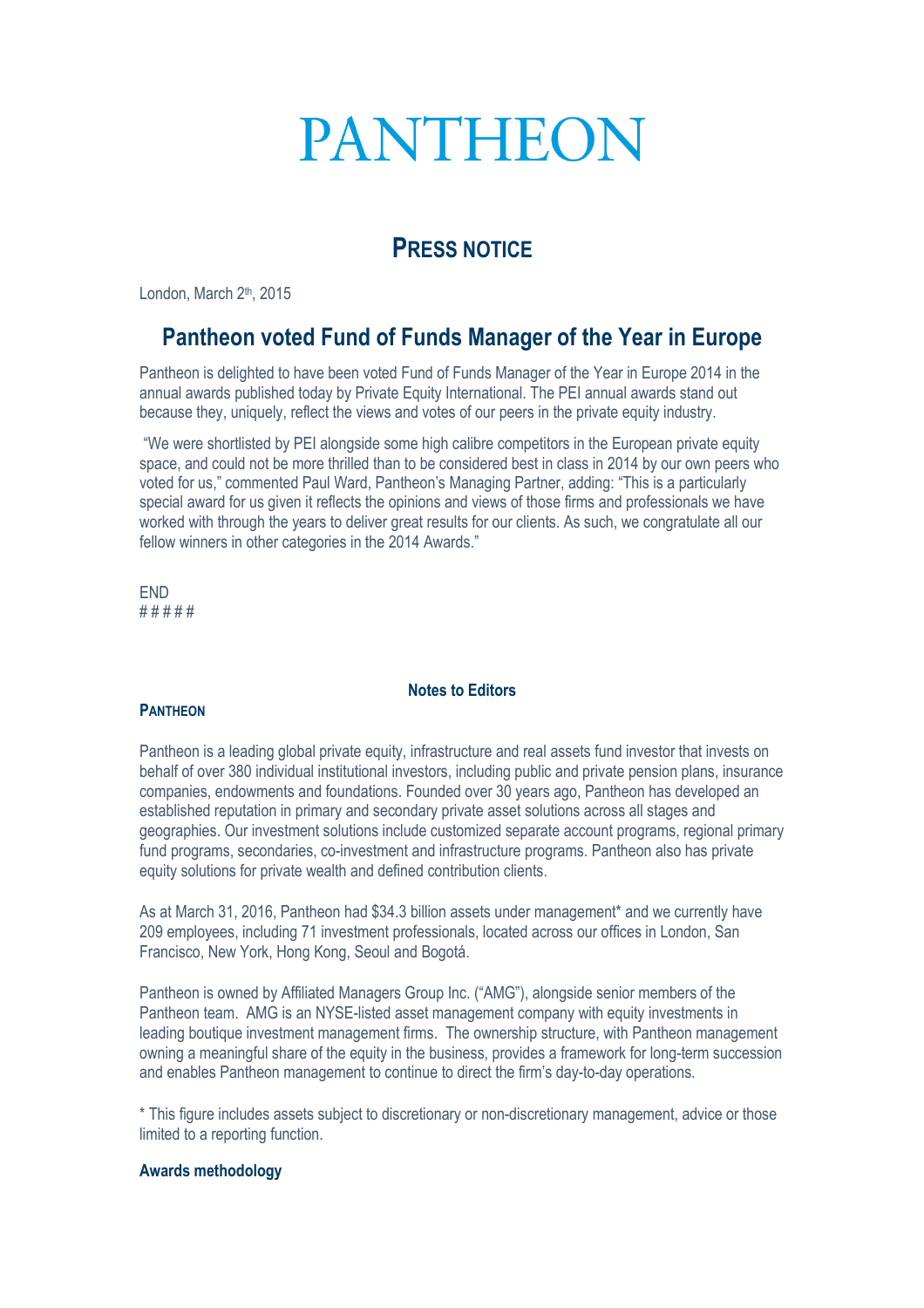# PANTHEON

## PRESS NOTICE

London, March 2th, 2015

## Pantheon voted Fund of Funds Manager of the Year in Europe

Pantheon is delighted to have been voted Fund of Funds Manager of the Year in Europe 2014 in the annual awards published today by Private Equity International. The PEI annual awards stand out because they, uniquely, reflect the views and votes of our peers in the private equity industry.

"We were shortlisted by PEI alongside some high calibre competitors in the European private equity space, and could not be more thrilled than to be considered best in class in 2014 by our own peers who voted for us," commented Paul Ward, Pantheon's Managing Partner, adding: "This is a particularly special award for us given it reflects the opinions and views of those firms and professionals we have worked with through the years to deliver great results for our clients. As such, we congratulate all our fellow winners in other categories in the 2014 Awards."

END
# # # # #

### Notes to Editors

**PANTHEON**

Pantheon is a leading global private equity, infrastructure and real assets fund investor that invests on behalf of over 380 individual institutional investors, including public and private pension plans, insurance companies, endowments and foundations. Founded over 30 years ago, Pantheon has developed an established reputation in primary and secondary private asset solutions across all stages and geographies. Our investment solutions include customized separate account programs, regional primary fund programs, secondaries, co-investment and infrastructure programs. Pantheon also has private equity solutions for private wealth and defined contribution clients.

As at March 31, 2016, Pantheon had $34.3 billion assets under management* and we currently have 209 employees, including 71 investment professionals, located across our offices in London, San Francisco, New York, Hong Kong, Seoul and Bogotá.

Pantheon is owned by Affiliated Managers Group Inc. ("AMG"), alongside senior members of the Pantheon team. AMG is an NYSE-listed asset management company with equity investments in leading boutique investment management firms. The ownership structure, with Pantheon management owning a meaningful share of the equity in the business, provides a framework for long-term succession and enables Pantheon management to continue to direct the firm's day-to-day operations.

* This figure includes assets subject to discretionary or non-discretionary management, advice or those limited to a reporting function.

**Awards methodology**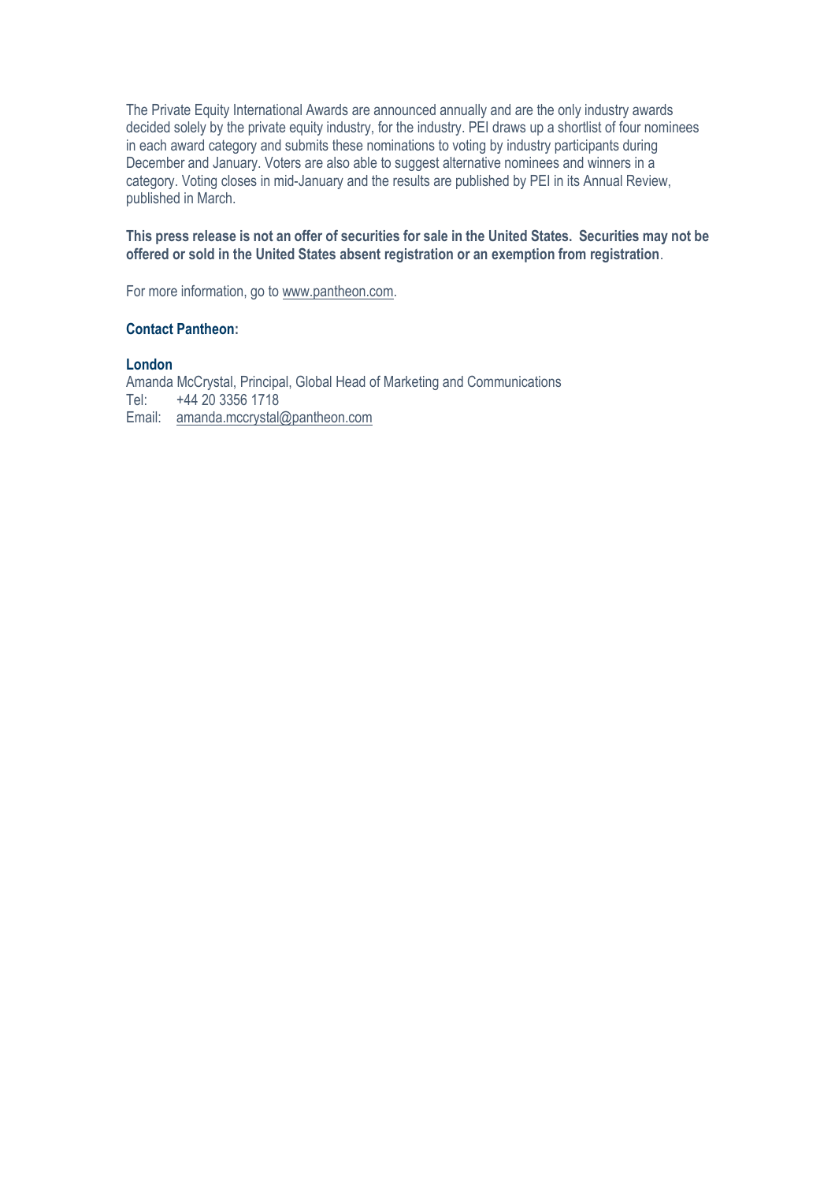The Private Equity International Awards are announced annually and are the only industry awards decided solely by the private equity industry, for the industry. PEI draws up a shortlist of four nominees in each award category and submits these nominations to voting by industry participants during December and January. Voters are also able to suggest alternative nominees and winners in a category. Voting closes in mid-January and the results are published by PEI in its Annual Review, published in March.

**This press release is not an offer of securities for sale in the United States. Securities may not be offered or sold in the United States absent registration or an exemption from registration**.

For more information, go to www.pantheon.com.

**Contact Pantheon:**

**London**
Amanda McCrystal, Principal, Global Head of Marketing and Communications
Tel: +44 20 3356 1718
Email: amanda.mccrystal@pantheon.com